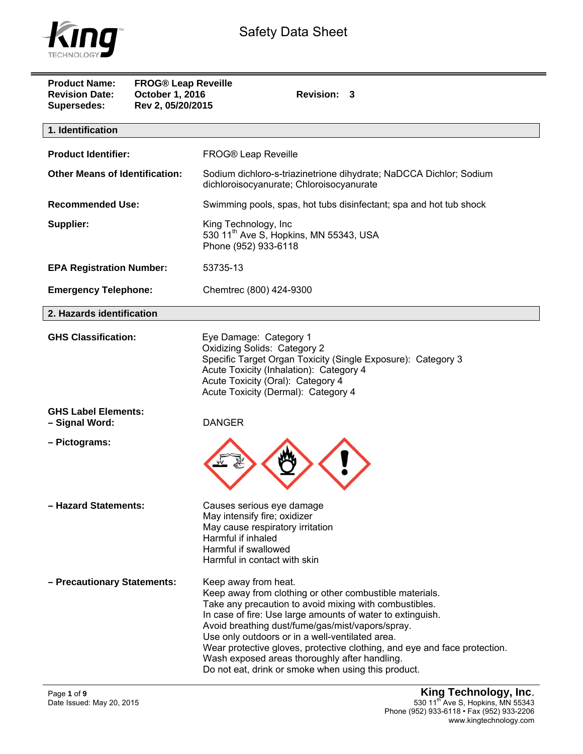# Safety Data Sheet

**Product Name:** FROG® Leap Reveille
**Revision Date:** October 1, 2016 **Revision:** 3
**Supersedes:** Rev 2, 05/20/2015

## 1. Identification

**Product Identifier:** FROG® Leap Reveille

**Other Means of Identification:** Sodium dichloro-s-triazinetrione dihydrate; NaDCCA Dichlor; Sodium dichloroisocyanurate; Chloroisocyanurate

**Recommended Use:** Swimming pools, spas, hot tubs disinfectant; spa and hot tub shock

**Supplier:** King Technology, Inc
530 11th Ave S, Hopkins, MN 55343, USA
Phone (952) 933-6118

**EPA Registration Number:** 53735-13

**Emergency Telephone:** Chemtrec (800) 424-9300

## 2. Hazards identification

**GHS Classification:**
Eye Damage: Category 1
Oxidizing Solids: Category 2
Specific Target Organ Toxicity (Single Exposure): Category 3
Acute Toxicity (Inhalation): Category 4
Acute Toxicity (Oral): Category 4
Acute Toxicity (Dermal): Category 4

**GHS Label Elements:**

**– Signal Word:** DANGER

**– Pictograms:**

**– Hazard Statements:**
Causes serious eye damage
May intensify fire; oxidizer
May cause respiratory irritation
Harmful if inhaled
Harmful if swallowed
Harmful in contact with skin

**– Precautionary Statements:**
Keep away from heat.
Keep away from clothing or other combustible materials.
Take any precaution to avoid mixing with combustibles.
In case of fire: Use large amounts of water to extinguish.
Avoid breathing dust/fume/gas/mist/vapors/spray.
Use only outdoors or in a well-ventilated area.
Wear protective gloves, protective clothing, and eye and face protection.
Wash exposed areas thoroughly after handling.
Do not eat, drink or smoke when using this product.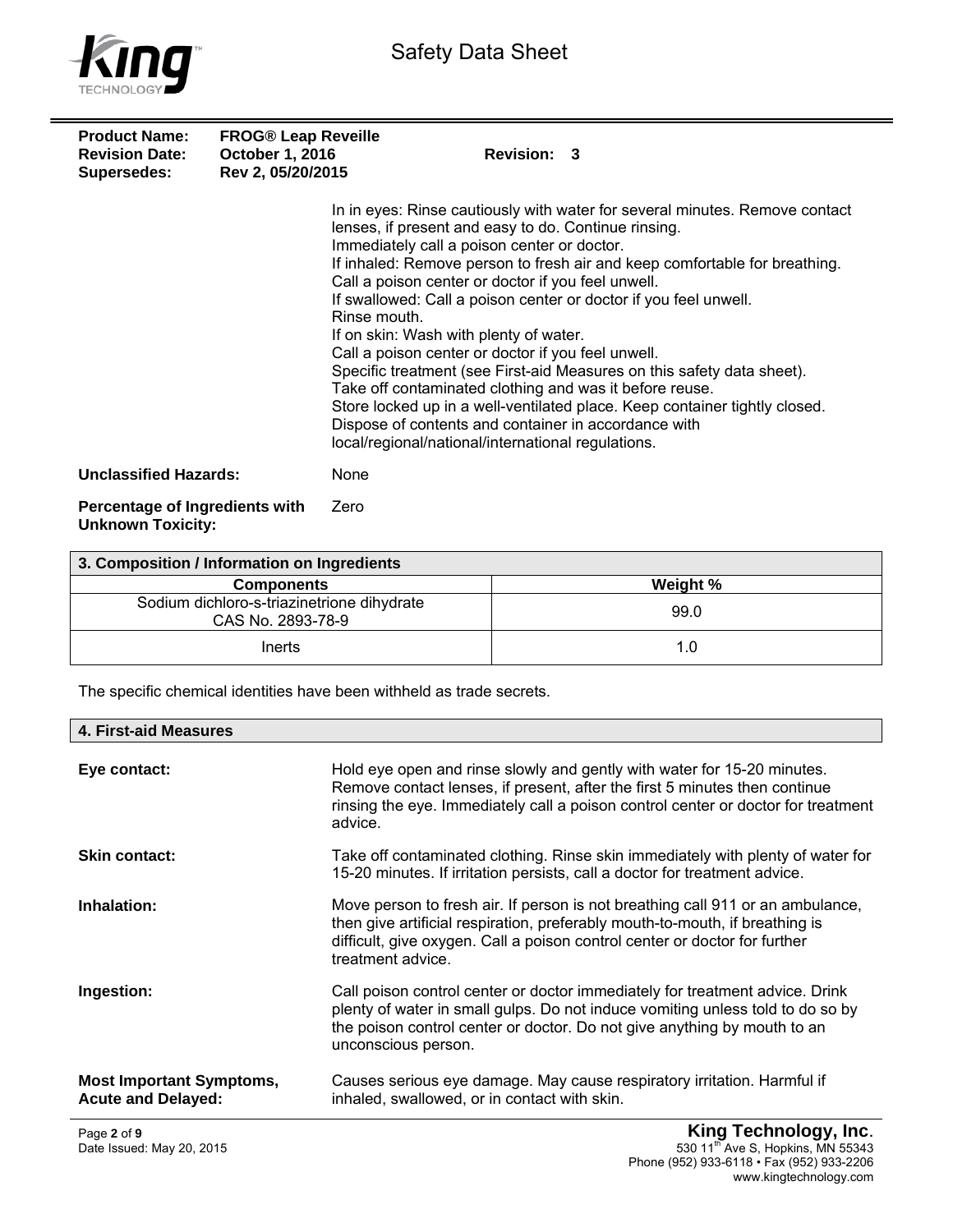**Product Name:** FROG® Leap Reveille
**Revision Date:** October 1, 2016 **Revision:** 3
**Supersedes:** Rev 2, 05/20/2015

In in eyes: Rinse cautiously with water for several minutes. Remove contact lenses, if present and easy to do. Continue rinsing.
Immediately call a poison center or doctor.
If inhaled: Remove person to fresh air and keep comfortable for breathing.
Call a poison center or doctor if you feel unwell.
If swallowed: Call a poison center or doctor if you feel unwell.
Rinse mouth.
If on skin: Wash with plenty of water.
Call a poison center or doctor if you feel unwell.
Specific treatment (see First-aid Measures on this safety data sheet).
Take off contaminated clothing and was it before reuse.
Store locked up in a well-ventilated place. Keep container tightly closed.
Dispose of contents and container in accordance with local/regional/national/international regulations.

**Unclassified Hazards:** None

**Percentage of Ingredients with Unknown Toxicity:** Zero

## 3. Composition / Information on Ingredients

| Components | Weight % |
|---|---|
| Sodium dichloro-s-triazinetrione dihydrate CAS No. 2893-78-9 | 99.0 |
| Inerts | 1.0 |

The specific chemical identities have been withheld as trade secrets.

## 4. First-aid Measures

**Eye contact:** Hold eye open and rinse slowly and gently with water for 15-20 minutes. Remove contact lenses, if present, after the first 5 minutes then continue rinsing the eye. Immediately call a poison control center or doctor for treatment advice.

**Skin contact:** Take off contaminated clothing. Rinse skin immediately with plenty of water for 15-20 minutes. If irritation persists, call a doctor for treatment advice.

**Inhalation:** Move person to fresh air. If person is not breathing call 911 or an ambulance, then give artificial respiration, preferably mouth-to-mouth, if breathing is difficult, give oxygen. Call a poison control center or doctor for further treatment advice.

**Ingestion:** Call poison control center or doctor immediately for treatment advice. Drink plenty of water in small gulps. Do not induce vomiting unless told to do so by the poison control center or doctor. Do not give anything by mouth to an unconscious person.

**Most Important Symptoms, Acute and Delayed:** Causes serious eye damage. May cause respiratory irritation. Harmful if inhaled, swallowed, or in contact with skin.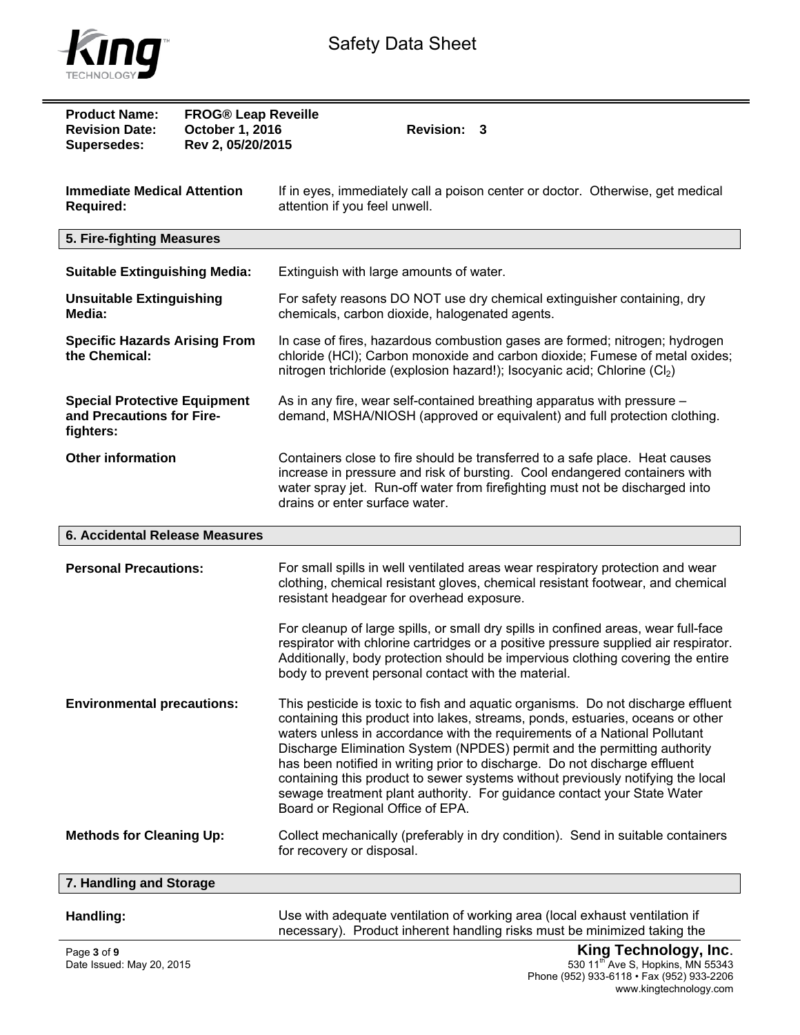**Product Name:** FROG® Leap Reveille
**Revision Date:** October 1, 2016 **Revision:** 3
**Supersedes:** Rev 2, 05/20/2015

| | |
|---|---|
| **Immediate Medical Attention Required:** | If in eyes, immediately call a poison center or doctor. Otherwise, get medical attention if you feel unwell. |

## 5. Fire-fighting Measures

| | |
|---|---|
| **Suitable Extinguishing Media:** | Extinguish with large amounts of water. |
| **Unsuitable Extinguishing Media:** | For safety reasons DO NOT use dry chemical extinguisher containing, dry chemicals, carbon dioxide, halogenated agents. |
| **Specific Hazards Arising From the Chemical:** | In case of fires, hazardous combustion gases are formed; nitrogen; hydrogen chloride (HCl); Carbon monoxide and carbon dioxide; Fumese of metal oxides; nitrogen trichloride (explosion hazard!); Isocyanic acid; Chlorine ($Cl_2$) |
| **Special Protective Equipment and Precautions for Fire-fighters:** | As in any fire, wear self-contained breathing apparatus with pressure – demand, MSHA/NIOSH (approved or equivalent) and full protection clothing. |
| **Other information** | Containers close to fire should be transferred to a safe place. Heat causes increase in pressure and risk of bursting. Cool endangered containers with water spray jet. Run-off water from firefighting must not be discharged into drains or enter surface water. |

## 6. Accidental Release Measures

| | |
|---|---|
| **Personal Precautions:** | For small spills in well ventilated areas wear respiratory protection and wear clothing, chemical resistant gloves, chemical resistant footwear, and chemical resistant headgear for overhead exposure.<br><br>For cleanup of large spills, or small dry spills in confined areas, wear full-face respirator with chlorine cartridges or a positive pressure supplied air respirator. Additionally, body protection should be impervious clothing covering the entire body to prevent personal contact with the material. |
| **Environmental precautions:** | This pesticide is toxic to fish and aquatic organisms. Do not discharge effluent containing this product into lakes, streams, ponds, estuaries, oceans or other waters unless in accordance with the requirements of a National Pollutant Discharge Elimination System (NPDES) permit and the permitting authority has been notified in writing prior to discharge. Do not discharge effluent containing this product to sewer systems without previously notifying the local sewage treatment plant authority. For guidance contact your State Water Board or Regional Office of EPA. |
| **Methods for Cleaning Up:** | Collect mechanically (preferably in dry condition). Send in suitable containers for recovery or disposal. |

## 7. Handling and Storage

| | |
|---|---|
| **Handling:** | Use with adequate ventilation of working area (local exhaust ventilation if necessary). Product inherent handling risks must be minimized taking the |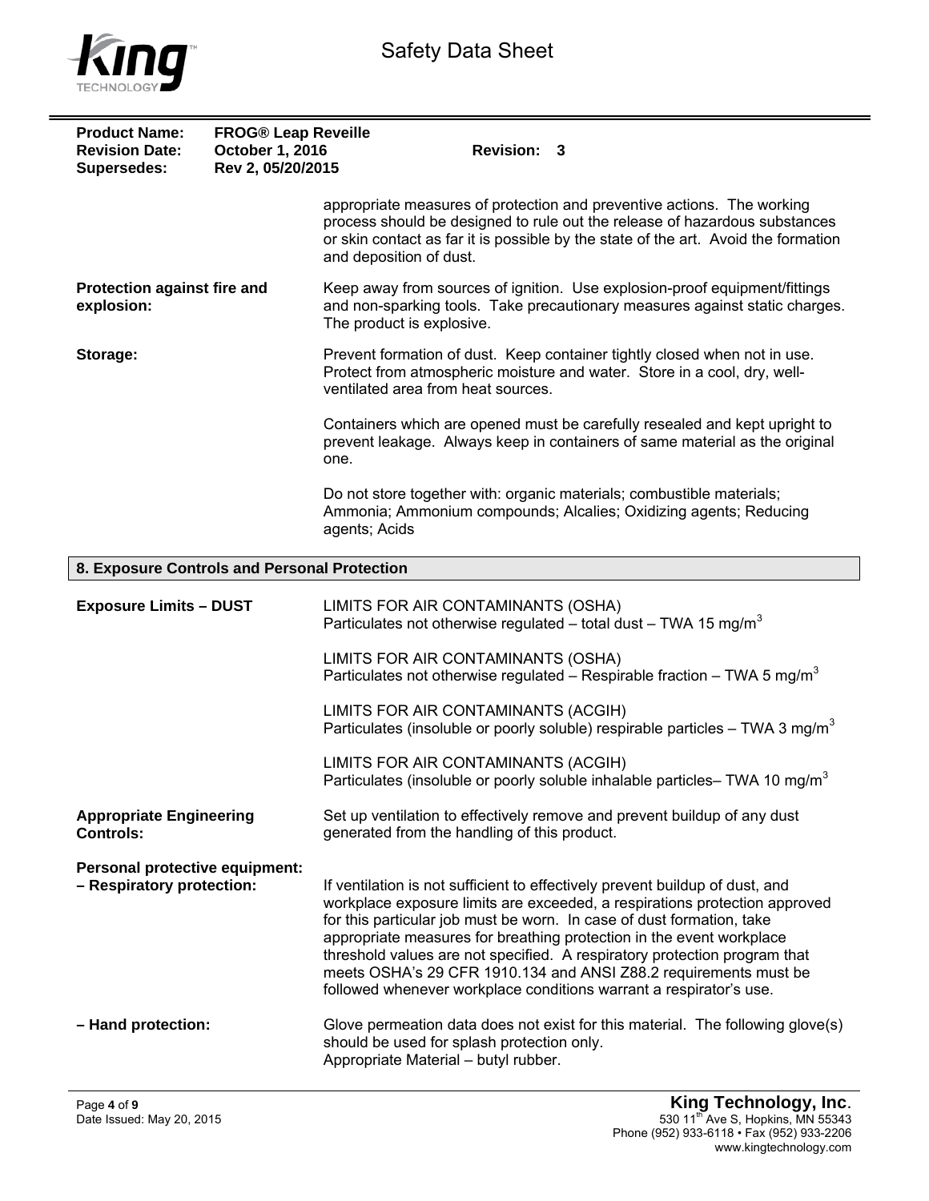appropriate measures of protection and preventive actions. The working process should be designed to rule out the release of hazardous substances or skin contact as far it is possible by the state of the art. Avoid the formation and deposition of dust.

**Protection against fire and explosion:** Keep away from sources of ignition. Use explosion-proof equipment/fittings and non-sparking tools. Take precautionary measures against static charges. The product is explosive.

**Storage:** Prevent formation of dust. Keep container tightly closed when not in use. Protect from atmospheric moisture and water. Store in a cool, dry, well-ventilated area from heat sources.

Containers which are opened must be carefully resealed and kept upright to prevent leakage. Always keep in containers of same material as the original one.

Do not store together with: organic materials; combustible materials; Ammonia; Ammonium compounds; Alcalies; Oxidizing agents; Reducing agents; Acids

## 8. Exposure Controls and Personal Protection

**Exposure Limits – DUST**

LIMITS FOR AIR CONTAMINANTS (OSHA)
Particulates not otherwise regulated – total dust – TWA 15 $mg/m^3$

LIMITS FOR AIR CONTAMINANTS (OSHA)
Particulates not otherwise regulated – Respirable fraction – TWA 5 $mg/m^3$

LIMITS FOR AIR CONTAMINANTS (ACGIH)
Particulates (insoluble or poorly soluble) respirable particles – TWA 3 $mg/m^3$

LIMITS FOR AIR CONTAMINANTS (ACGIH)
Particulates (insoluble or poorly soluble inhalable particles– TWA 10 $mg/m^3$

**Appropriate Engineering Controls:** Set up ventilation to effectively remove and prevent buildup of any dust generated from the handling of this product.

**Personal protective equipment:**

**– Respiratory protection:** If ventilation is not sufficient to effectively prevent buildup of dust, and workplace exposure limits are exceeded, a respirations protection approved for this particular job must be worn. In case of dust formation, take appropriate measures for breathing protection in the event workplace threshold values are not specified. A respiratory protection program that meets OSHA's 29 CFR 1910.134 and ANSI Z88.2 requirements must be followed whenever workplace conditions warrant a respirator's use.

**– Hand protection:** Glove permeation data does not exist for this material. The following glove(s) should be used for splash protection only.
Appropriate Material – butyl rubber.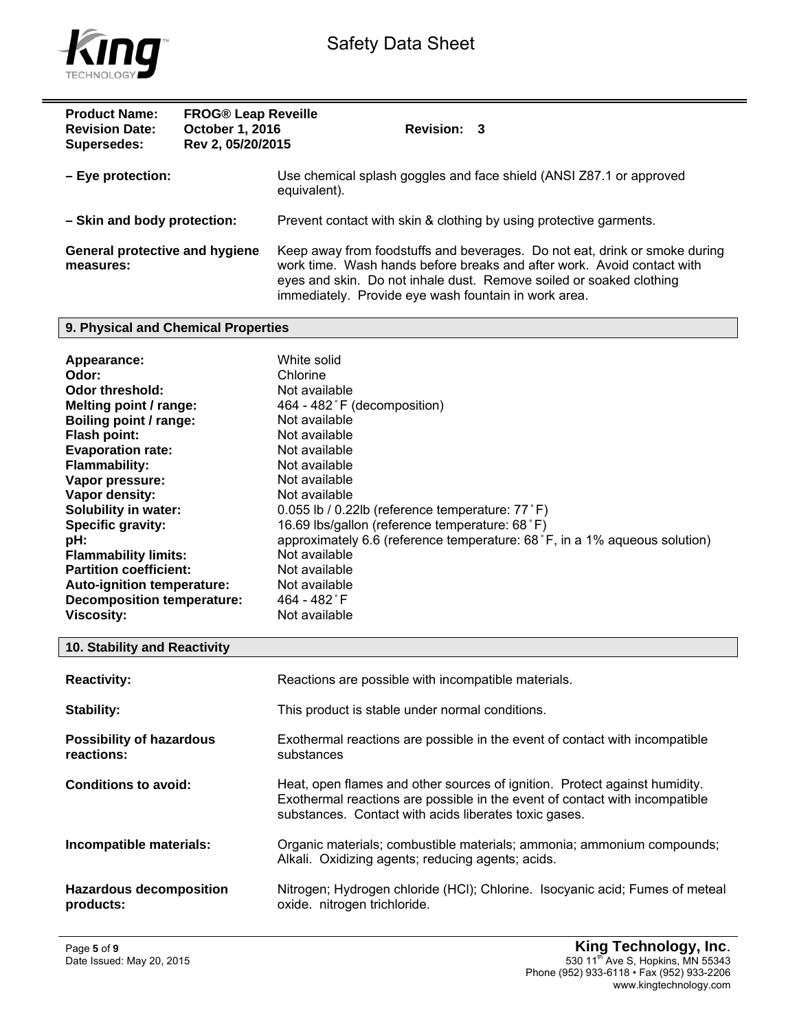| | | |
|---|---|---|
| **Product Name:** | **FROG® Leap Reveille** | |
| **Revision Date:** | **October 1, 2016** | **Revision: 3** |
| **Supersedes:** | **Rev 2, 05/20/2015** | |

**– Eye protection:** Use chemical splash goggles and face shield (ANSI Z87.1 or approved equivalent).

**– Skin and body protection:** Prevent contact with skin & clothing by using protective garments.

**General protective and hygiene measures:** Keep away from foodstuffs and beverages. Do not eat, drink or smoke during work time. Wash hands before breaks and after work. Avoid contact with eyes and skin. Do not inhale dust. Remove soiled or soaked clothing immediately. Provide eye wash fountain in work area.

## 9. Physical and Chemical Properties

**Appearance:** White solid
**Odor:** Chlorine
**Odor threshold:** Not available
**Melting point / range:** 464 - 482˚F (decomposition)
**Boiling point / range:** Not available
**Flash point:** Not available
**Evaporation rate:** Not available
**Flammability:** Not available
**Vapor pressure:** Not available
**Vapor density:** Not available
**Solubility in water:** 0.055 lb / 0.22lb (reference temperature: 77˚F)
**Specific gravity:** 16.69 lbs/gallon (reference temperature: 68˚F)
**pH:** approximately 6.6 (reference temperature: 68˚F, in a 1% aqueous solution)
**Flammability limits:** Not available
**Partition coefficient:** Not available
**Auto-ignition temperature:** Not available
**Decomposition temperature:** 464 - 482˚F
**Viscosity:** Not available

## 10. Stability and Reactivity

**Reactivity:** Reactions are possible with incompatible materials.

**Stability:** This product is stable under normal conditions.

**Possibility of hazardous reactions:** Exothermal reactions are possible in the event of contact with incompatible substances

**Conditions to avoid:** Heat, open flames and other sources of ignition. Protect against humidity. Exothermal reactions are possible in the event of contact with incompatible substances. Contact with acids liberates toxic gases.

**Incompatible materials:** Organic materials; combustible materials; ammonia; ammonium compounds; Alkali. Oxidizing agents; reducing agents; acids.

**Hazardous decomposition products:** Nitrogen; Hydrogen chloride (HCl); Chlorine. Isocyanic acid; Fumes of meteal oxide. nitrogen trichloride.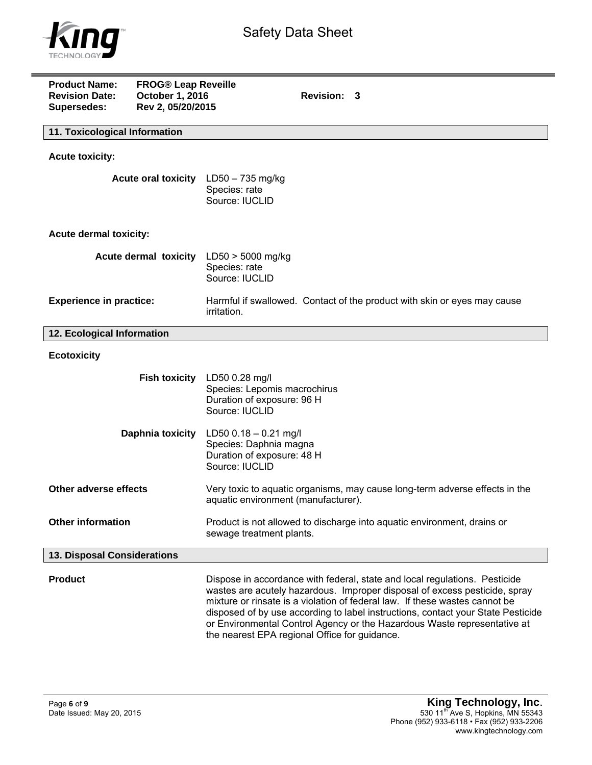**Product Name:** FROG® Leap Reveille
**Revision Date:** October 1, 2016 **Revision:** 3
**Supersedes:** Rev 2, 05/20/2015

## 11. Toxicological Information

**Acute toxicity:**

**Acute oral toxicity** LD50 – 735 mg/kg
Species: rate
Source: IUCLID

**Acute dermal toxicity:**

**Acute dermal toxicity** LD50 > 5000 mg/kg
Species: rate
Source: IUCLID

**Experience in practice:** Harmful if swallowed. Contact of the product with skin or eyes may cause irritation.

## 12. Ecological Information

**Ecotoxicity**

**Fish toxicity** LD50 0.28 mg/l
Species: Lepomis macrochirus
Duration of exposure: 96 H
Source: IUCLID

**Daphnia toxicity** LD50 0.18 – 0.21 mg/l
Species: Daphnia magna
Duration of exposure: 48 H
Source: IUCLID

**Other adverse effects** Very toxic to aquatic organisms, may cause long-term adverse effects in the aquatic environment (manufacturer).

**Other information** Product is not allowed to discharge into aquatic environment, drains or sewage treatment plants.

## 13. Disposal Considerations

**Product** Dispose in accordance with federal, state and local regulations. Pesticide wastes are acutely hazardous. Improper disposal of excess pesticide, spray mixture or rinsate is a violation of federal law. If these wastes cannot be disposed of by use according to label instructions, contact your State Pesticide or Environmental Control Agency or the Hazardous Waste representative at the nearest EPA regional Office for guidance.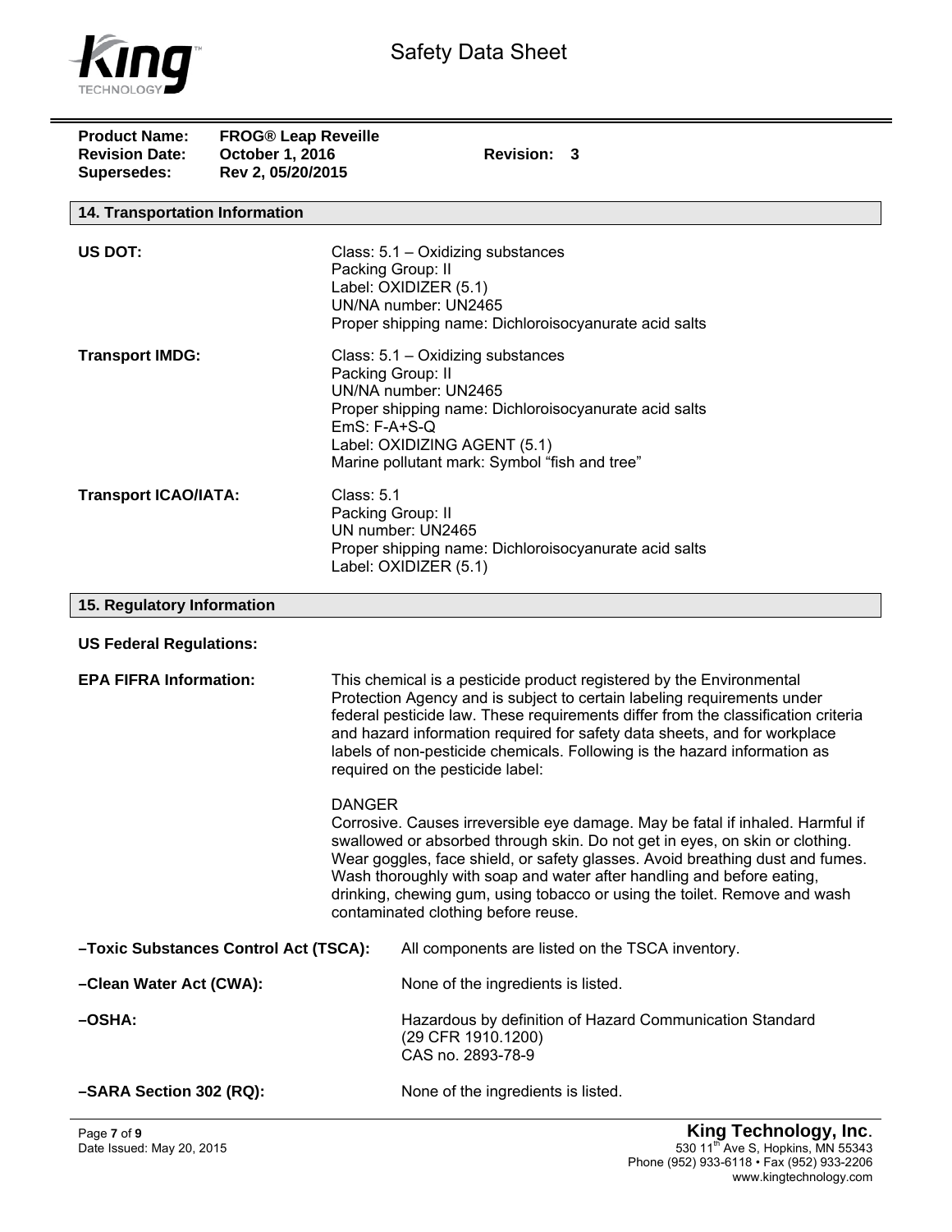**Product Name:** FROG® Leap Reveille
**Revision Date:** October 1, 2016 **Revision:** 3
**Supersedes:** Rev 2, 05/20/2015

## 14. Transportation Information

**US DOT:**
Class: 5.1 – Oxidizing substances
Packing Group: II
Label: OXIDIZER (5.1)
UN/NA number: UN2465
Proper shipping name: Dichloroisocyanurate acid salts

**Transport IMDG:**
Class: 5.1 – Oxidizing substances
Packing Group: II
UN/NA number: UN2465
Proper shipping name: Dichloroisocyanurate acid salts
EmS: F-A+S-Q
Label: OXIDIZING AGENT (5.1)
Marine pollutant mark: Symbol "fish and tree"

**Transport ICAO/IATA:**
Class: 5.1
Packing Group: II
UN number: UN2465
Proper shipping name: Dichloroisocyanurate acid salts
Label: OXIDIZER (5.1)

## 15. Regulatory Information

**US Federal Regulations:**

**EPA FIFRA Information:**
This chemical is a pesticide product registered by the Environmental Protection Agency and is subject to certain labeling requirements under federal pesticide law. These requirements differ from the classification criteria and hazard information required for safety data sheets, and for workplace labels of non-pesticide chemicals. Following is the hazard information as required on the pesticide label:

DANGER
Corrosive. Causes irreversible eye damage. May be fatal if inhaled. Harmful if swallowed or absorbed through skin. Do not get in eyes, on skin or clothing. Wear goggles, face shield, or safety glasses. Avoid breathing dust and fumes. Wash thoroughly with soap and water after handling and before eating, drinking, chewing gum, using tobacco or using the toilet. Remove and wash contaminated clothing before reuse.

**–Toxic Substances Control Act (TSCA):** All components are listed on the TSCA inventory.

**–Clean Water Act (CWA):** None of the ingredients is listed.

**–OSHA:** Hazardous by definition of Hazard Communication Standard (29 CFR 1910.1200)
CAS no. 2893-78-9

**–SARA Section 302 (RQ):** None of the ingredients is listed.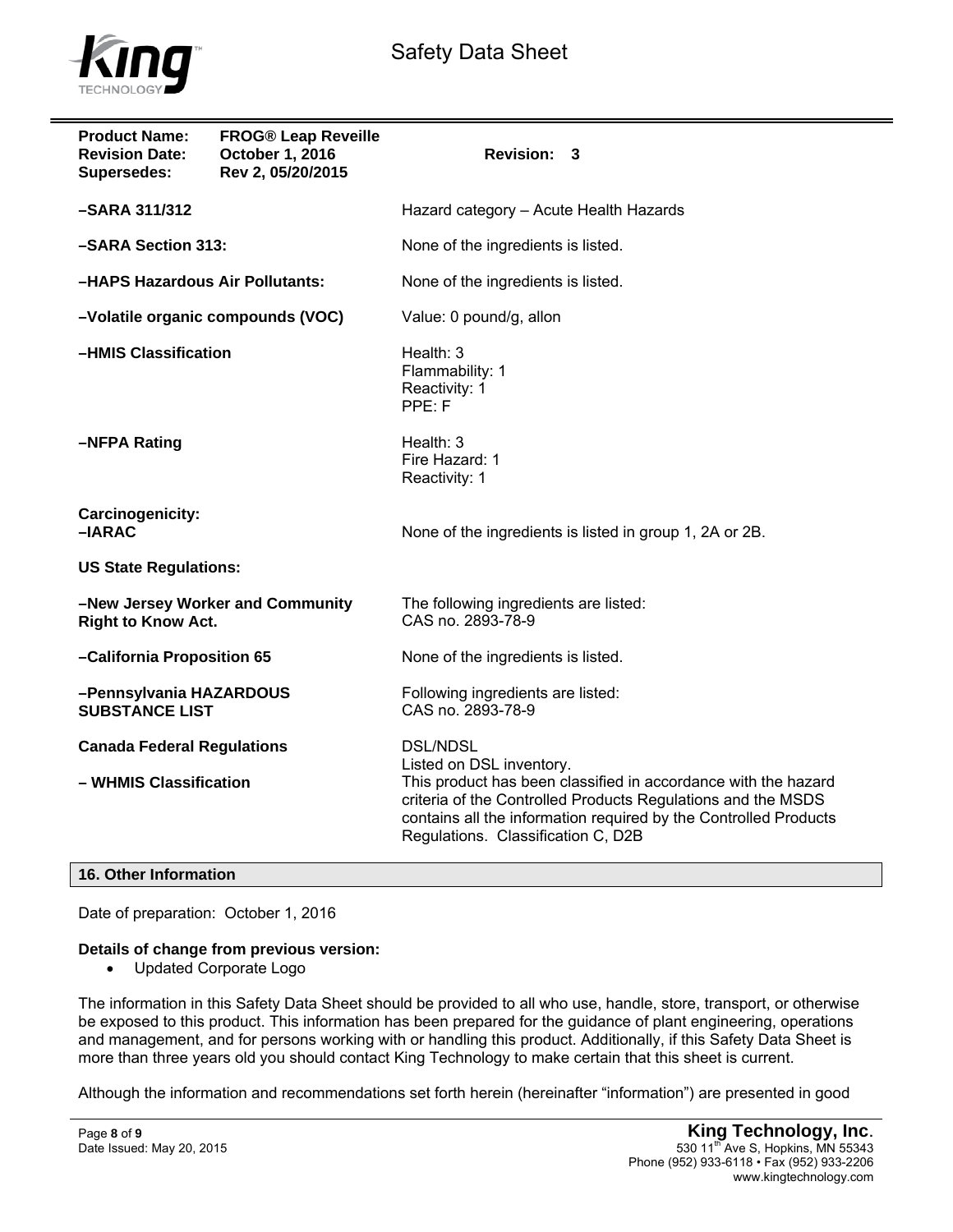| **Product Name:** | **FROG® Leap Reveille** | |
|---|---|---|
| **Revision Date:** | **October 1, 2016** | **Revision: 3** |
| **Supersedes:** | **Rev 2, 05/20/2015** | |

| | |
|---|---|
| **–SARA 311/312** | Hazard category – Acute Health Hazards |
| **–SARA Section 313:** | None of the ingredients is listed. |
| **–HAPS Hazardous Air Pollutants:** | None of the ingredients is listed. |
| **–Volatile organic compounds (VOC)** | Value: 0 pound/g, allon |
| **–HMIS Classification** | Health: 3<br>Flammability: 1<br>Reactivity: 1<br>PPE: F |
| **–NFPA Rating** | Health: 3<br>Fire Hazard: 1<br>Reactivity: 1 |
| **Carcinogenicity:**<br>**–IARAC** | None of the ingredients is listed in group 1, 2A or 2B. |
| **US State Regulations:** | |
| **–New Jersey Worker and Community Right to Know Act.** | The following ingredients are listed:<br>CAS no. 2893-78-9 |
| **–California Proposition 65** | None of the ingredients is listed. |
| **–Pennsylvania HAZARDOUS SUBSTANCE LIST** | Following ingredients are listed:<br>CAS no. 2893-78-9 |
| **Canada Federal Regulations** | DSL/NDSL<br>Listed on DSL inventory. |
| **– WHMIS Classification** | This product has been classified in accordance with the hazard criteria of the Controlled Products Regulations and the MSDS contains all the information required by the Controlled Products Regulations. Classification C, D2B |

## 16. Other Information

Date of preparation: October 1, 2016

**Details of change from previous version:**

- Updated Corporate Logo

The information in this Safety Data Sheet should be provided to all who use, handle, store, transport, or otherwise be exposed to this product. This information has been prepared for the guidance of plant engineering, operations and management, and for persons working with or handling this product. Additionally, if this Safety Data Sheet is more than three years old you should contact King Technology to make certain that this sheet is current.

Although the information and recommendations set forth herein (hereinafter "information") are presented in good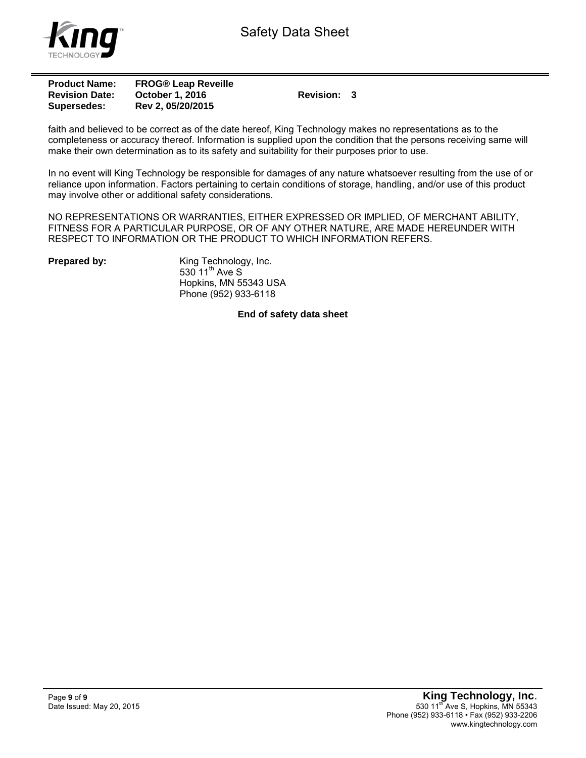faith and believed to be correct as of the date hereof, King Technology makes no representations as to the completeness or accuracy thereof. Information is supplied upon the condition that the persons receiving same will make their own determination as to its safety and suitability for their purposes prior to use.

In no event will King Technology be responsible for damages of any nature whatsoever resulting from the use of or reliance upon information. Factors pertaining to certain conditions of storage, handling, and/or use of this product may involve other or additional safety considerations.

NO REPRESENTATIONS OR WARRANTIES, EITHER EXPRESSED OR IMPLIED, OF MERCHANT ABILITY, FITNESS FOR A PARTICULAR PURPOSE, OR OF ANY OTHER NATURE, ARE MADE HEREUNDER WITH RESPECT TO INFORMATION OR THE PRODUCT TO WHICH INFORMATION REFERS.

**Prepared by:** King Technology, Inc.
530 11th Ave S
Hopkins, MN 55343 USA
Phone (952) 933-6118

**End of safety data sheet**